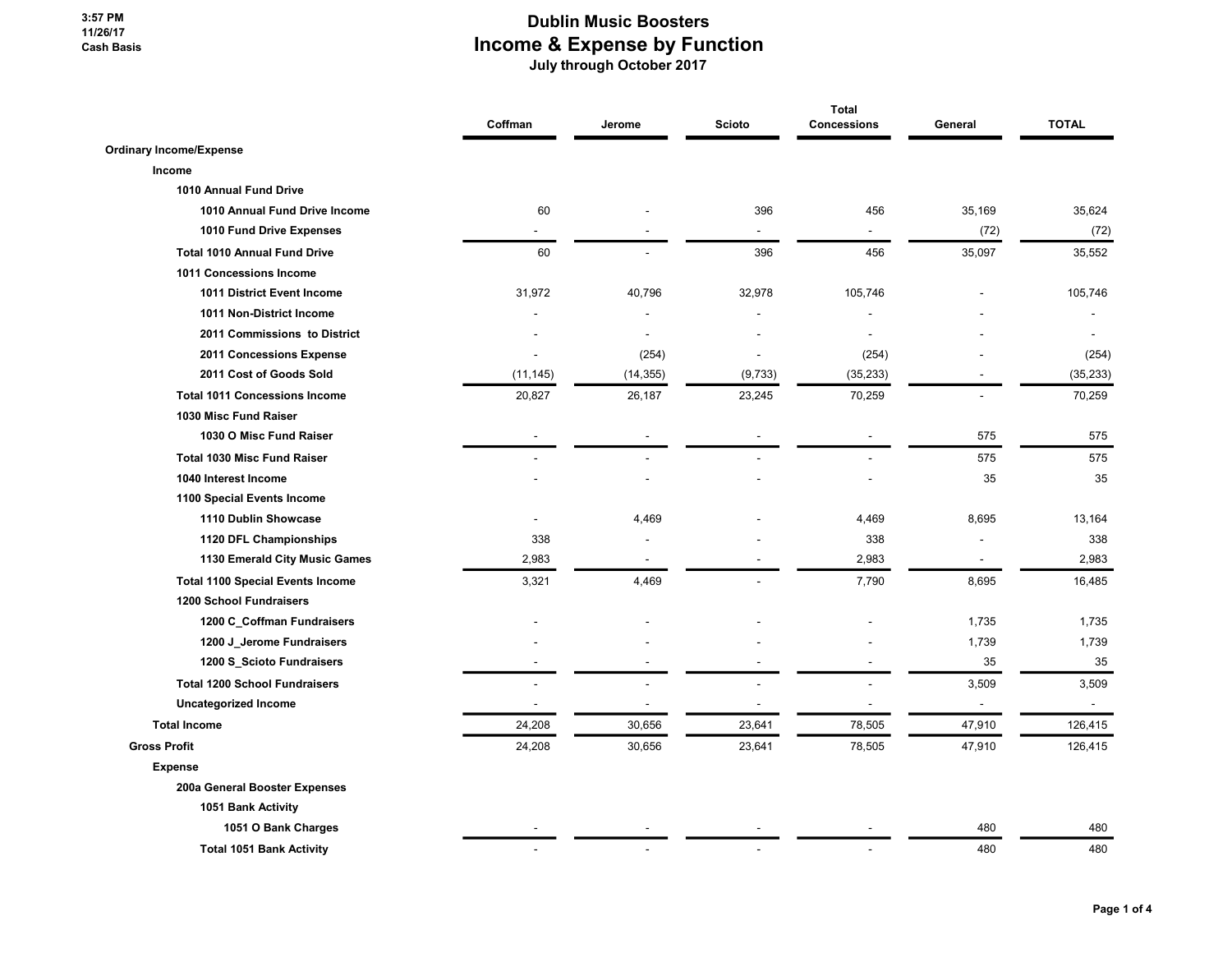3:57 PM
11/26/17
Cash Basis

# Dublin Music Boosters
## Income & Expense by Function
### July through October 2017

| | Coffman | Jerome | Scioto | Total Concessions | General | TOTAL |
|---|---|---|---|---|---|---|
| **Ordinary Income/Expense** | | | | | | |
| **Income** | | | | | | |
| **1010 Annual Fund Drive** | | | | | | |
| **1010 Annual Fund Drive Income** | 60 | - | 396 | 456 | 35,169 | 35,624 |
| **1010 Fund Drive Expenses** | - | - | - | - | (72) | (72) |
| **Total 1010 Annual Fund Drive** | 60 | - | 396 | 456 | 35,097 | 35,552 |
| **1011 Concessions Income** | | | | | | |
| **1011 District Event Income** | 31,972 | 40,796 | 32,978 | 105,746 | - | 105,746 |
| **1011 Non-District Income** | - | - | - | - | - | - |
| **2011 Commissions to District** | - | - | - | - | - | - |
| **2011 Concessions Expense** | - | (254) | - | (254) | - | (254) |
| **2011 Cost of Goods Sold** | (11,145) | (14,355) | (9,733) | (35,233) | - | (35,233) |
| **Total 1011 Concessions Income** | 20,827 | 26,187 | 23,245 | 70,259 | - | 70,259 |
| **1030 Misc Fund Raiser** | | | | | | |
| **1030 O Misc Fund Raiser** | - | - | - | - | 575 | 575 |
| **Total 1030 Misc Fund Raiser** | - | - | - | - | 575 | 575 |
| **1040 Interest Income** | - | - | - | - | 35 | 35 |
| **1100 Special Events Income** | | | | | | |
| **1110 Dublin Showcase** | - | 4,469 | - | 4,469 | 8,695 | 13,164 |
| **1120 DFL Championships** | 338 | - | - | 338 | - | 338 |
| **1130 Emerald City Music Games** | 2,983 | - | - | 2,983 | - | 2,983 |
| **Total 1100 Special Events Income** | 3,321 | 4,469 | - | 7,790 | 8,695 | 16,485 |
| **1200 School Fundraisers** | | | | | | |
| **1200 C_Coffman Fundraisers** | - | - | - | - | 1,735 | 1,735 |
| **1200 J_Jerome Fundraisers** | - | - | - | - | 1,739 | 1,739 |
| **1200 S_Scioto Fundraisers** | - | - | - | - | 35 | 35 |
| **Total 1200 School Fundraisers** | - | - | - | - | 3,509 | 3,509 |
| **Uncategorized Income** | - | - | - | - | - | - |
| **Total Income** | 24,208 | 30,656 | 23,641 | 78,505 | 47,910 | 126,415 |
| **Gross Profit** | 24,208 | 30,656 | 23,641 | 78,505 | 47,910 | 126,415 |
| **Expense** | | | | | | |
| **200a General Booster Expenses** | | | | | | |
| **1051 Bank Activity** | | | | | | |
| **1051 O Bank Charges** | - | - | - | - | 480 | 480 |
| **Total 1051 Bank Activity** | - | - | - | - | 480 | 480 |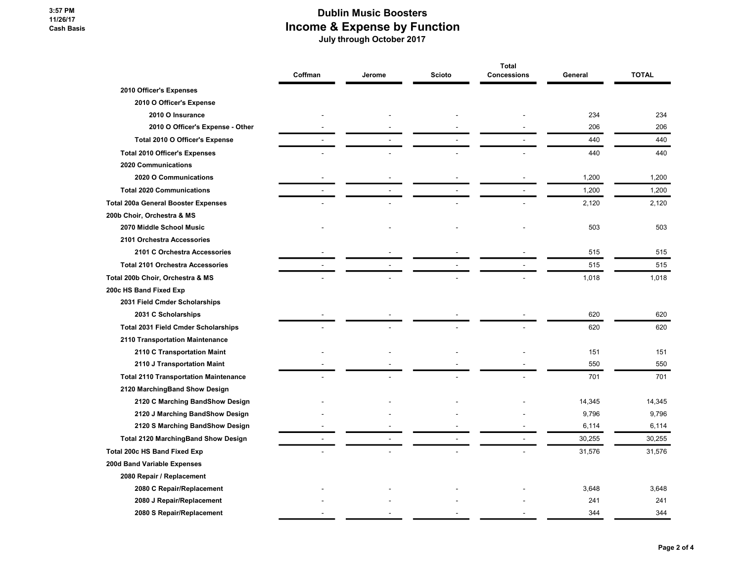# Dublin Music Boosters
## Income & Expense by Function
### July through October 2017

3:57 PM
11/26/17
Cash Basis

| | Coffman | Jerome | Scioto | Total Concessions | General | TOTAL |
|---|---|---|---|---|---|---|
| 2010 Officer's Expenses | | | | | | |
| 2010 O Officer's Expense | | | | | | |
| 2010 O Insurance | - | - | - | - | 234 | 234 |
| 2010 O Officer's Expense - Other | - | - | - | - | 206 | 206 |
| Total 2010 O Officer's Expense | - | - | - | - | 440 | 440 |
| Total 2010 Officer's Expenses | - | - | - | - | 440 | 440 |
| 2020 Communications | | | | | | |
| 2020 O Communications | - | - | - | - | 1,200 | 1,200 |
| Total 2020 Communications | - | - | - | - | 1,200 | 1,200 |
| Total 200a General Booster Expenses | - | - | - | - | 2,120 | 2,120 |
| 200b Choir, Orchestra & MS | | | | | | |
| 2070 Middle School Music | - | - | - | - | 503 | 503 |
| 2101 Orchestra Accessories | | | | | | |
| 2101 C Orchestra Accessories | - | - | - | - | 515 | 515 |
| Total 2101 Orchestra Accessories | - | - | - | - | 515 | 515 |
| Total 200b Choir, Orchestra & MS | - | - | - | - | 1,018 | 1,018 |
| 200c HS Band Fixed Exp | | | | | | |
| 2031 Field Cmder Scholarships | | | | | | |
| 2031 C Scholarships | - | - | - | - | 620 | 620 |
| Total 2031 Field Cmder Scholarships | - | - | - | - | 620 | 620 |
| 2110 Transportation Maintenance | | | | | | |
| 2110 C Transportation Maint | - | - | - | - | 151 | 151 |
| 2110 J Transportation Maint | - | - | - | - | 550 | 550 |
| Total 2110 Transportation Maintenance | - | - | - | - | 701 | 701 |
| 2120 MarchingBand Show Design | | | | | | |
| 2120 C Marching BandShow Design | - | - | - | - | 14,345 | 14,345 |
| 2120 J Marching BandShow Design | - | - | - | - | 9,796 | 9,796 |
| 2120 S Marching BandShow Design | - | - | - | - | 6,114 | 6,114 |
| Total 2120 MarchingBand Show Design | - | - | - | - | 30,255 | 30,255 |
| Total 200c HS Band Fixed Exp | - | - | - | - | 31,576 | 31,576 |
| 200d Band Variable Expenses | | | | | | |
| 2080 Repair / Replacement | | | | | | |
| 2080 C Repair/Replacement | - | - | - | - | 3,648 | 3,648 |
| 2080 J Repair/Replacement | - | - | - | - | 241 | 241 |
| 2080 S Repair/Replacement | - | - | - | - | 344 | 344 |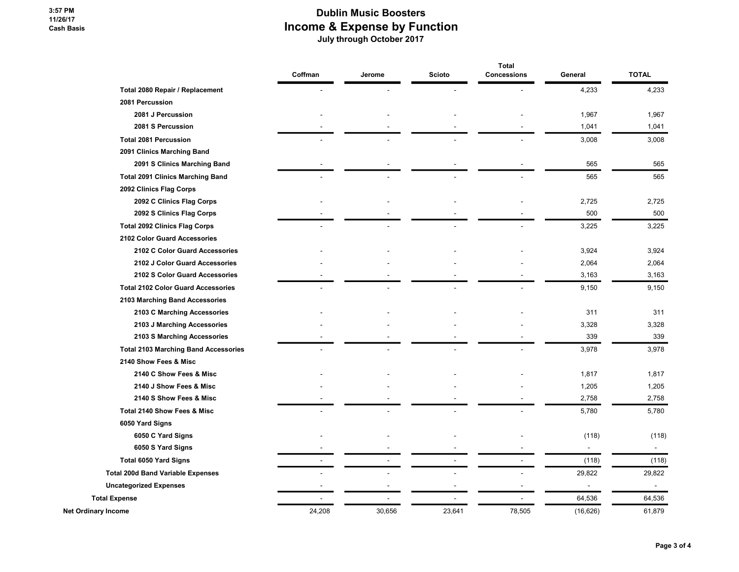# Dublin Music Boosters
## Income & Expense by Function
### July through October 2017

3:57 PM
11/26/17
Cash Basis

| | Coffman | Jerome | Scioto | Total Concessions | General | TOTAL |
|---|---|---|---|---|---|---|
| Total 2080 Repair / Replacement | - | - | - | - | 4,233 | 4,233 |
| 2081 Percussion | | | | | | |
| 2081 J Percussion | - | - | - | - | 1,967 | 1,967 |
| 2081 S Percussion | - | - | - | - | 1,041 | 1,041 |
| Total 2081 Percussion | - | - | - | - | 3,008 | 3,008 |
| 2091 Clinics Marching Band | | | | | | |
| 2091 S Clinics Marching Band | - | - | - | - | 565 | 565 |
| Total 2091 Clinics Marching Band | - | - | - | - | 565 | 565 |
| 2092 Clinics Flag Corps | | | | | | |
| 2092 C Clinics Flag Corps | - | - | - | - | 2,725 | 2,725 |
| 2092 S Clinics Flag Corps | - | - | - | - | 500 | 500 |
| Total 2092 Clinics Flag Corps | - | - | - | - | 3,225 | 3,225 |
| 2102 Color Guard Accessories | | | | | | |
| 2102 C Color Guard Accessories | - | - | - | - | 3,924 | 3,924 |
| 2102 J Color Guard Accessories | - | - | - | - | 2,064 | 2,064 |
| 2102 S Color Guard Accessories | - | - | - | - | 3,163 | 3,163 |
| Total 2102 Color Guard Accessories | - | - | - | - | 9,150 | 9,150 |
| 2103 Marching Band Accessories | | | | | | |
| 2103 C Marching Accessories | - | - | - | - | 311 | 311 |
| 2103 J Marching Accessories | - | - | - | - | 3,328 | 3,328 |
| 2103 S Marching Accessories | - | - | - | - | 339 | 339 |
| Total 2103 Marching Band Accessories | - | - | - | - | 3,978 | 3,978 |
| 2140 Show Fees & Misc | | | | | | |
| 2140 C Show Fees & Misc | - | - | - | - | 1,817 | 1,817 |
| 2140 J Show Fees & Misc | - | - | - | - | 1,205 | 1,205 |
| 2140 S Show Fees & Misc | - | - | - | - | 2,758 | 2,758 |
| Total 2140 Show Fees & Misc | - | - | - | - | 5,780 | 5,780 |
| 6050 Yard Signs | | | | | | |
| 6050 C Yard Signs | - | - | - | - | (118) | (118) |
| 6050 S Yard Signs | - | - | - | - | - | - |
| Total 6050 Yard Signs | - | - | - | - | (118) | (118) |
| Total 200d Band Variable Expenses | - | - | - | - | 29,822 | 29,822 |
| Uncategorized Expenses | - | - | - | - | - | - |
| Total Expense | - | - | - | - | 64,536 | 64,536 |
| Net Ordinary Income | 24,208 | 30,656 | 23,641 | 78,505 | (16,626) | 61,879 |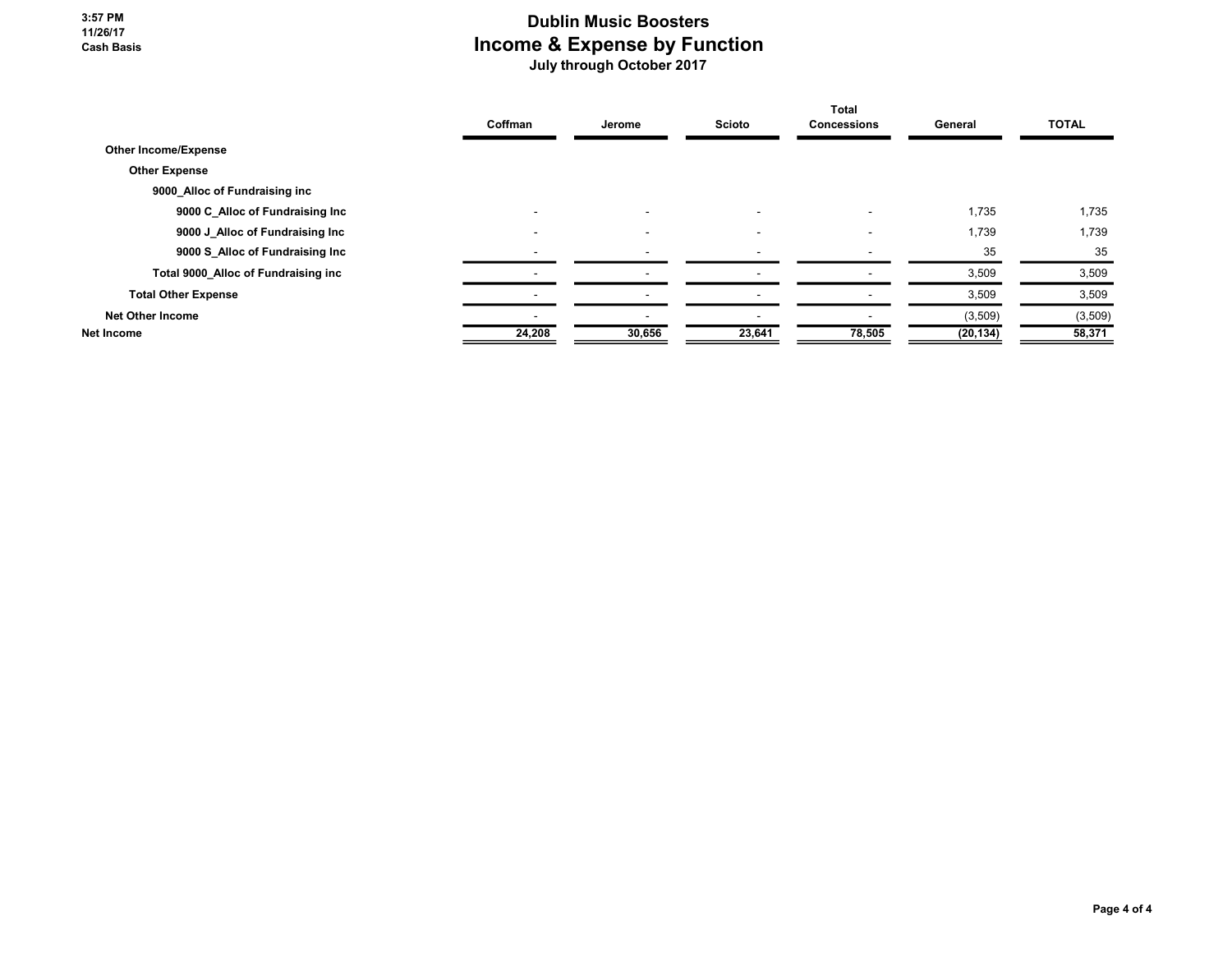# Dublin Music Boosters
## Income & Expense by Function
### July through October 2017

3:57 PM
11/26/17
Cash Basis

| | Coffman | Jerome | Scioto | Total Concessions | General | TOTAL |
|---|---|---|---|---|---|---|
| **Other Income/Expense** | | | | | | |
| **Other Expense** | | | | | | |
| **9000_Alloc of Fundraising inc** | | | | | | |
| **9000 C_Alloc of Fundraising Inc** | - | - | - | - | 1,735 | 1,735 |
| **9000 J_Alloc of Fundraising Inc** | - | - | - | - | 1,739 | 1,739 |
| **9000 S_Alloc of Fundraising Inc** | - | - | - | - | 35 | 35 |
| **Total 9000_Alloc of Fundraising inc** | - | - | - | - | 3,509 | 3,509 |
| **Total Other Expense** | - | - | - | - | 3,509 | 3,509 |
| **Net Other Income** | - | - | - | - | (3,509) | (3,509) |
| **Net Income** | **24,208** | **30,656** | **23,641** | **78,505** | **(20,134)** | **58,371** |